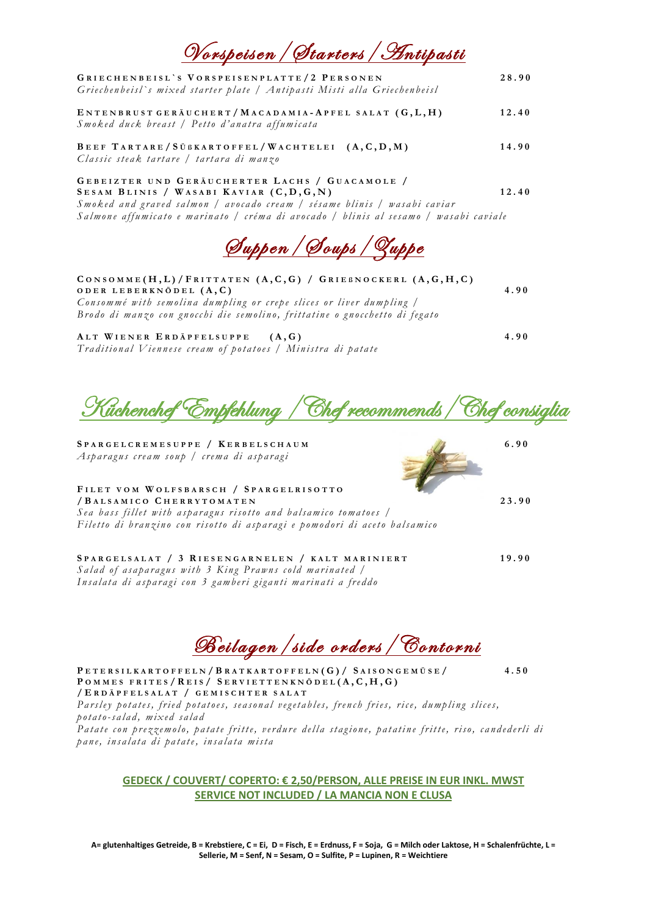# Vorspeisen / Starters / Antipasti

**GRIECHENBEISL`S VORSPEISENPLATTE/2 PERSONEN** — **28.90**
*Griechenbeisl`s mixed starter plate / Antipasti Misti alla Griechenbeisl*

**ENTENBRUST GERÄUCHERT/MACADAMIA-APFEL SALAT (G,L,H)** — **12.40**
*Smoked duck breast / Petto d'anatra affumicata*

**BEEF TARTARE/SÜßKARTOFFEL/WACHTELEI (A,C,D,M)** — **14.90**
*Classic steak tartare / tartara di manzo*

**GEBEIZTER UND GERÄUCHERTER LACHS / GUACAMOLE / SESAM BLINIS / WASABI KAVIAR (C,D,G,N)** — **12.40**
*Smoked and graved salmon / avocado cream / sésame blinis / wasabi caviar*
*Salmone affumicato e marinato / créma di avocado / blinis al sesamo / wasabi caviale*

# Suppen / Soups / Zuppe

**CONSOMME(H,L)/FRITTATEN (A,C,G) / GRIEßNOCKERL (A,G,H,C) ODER LEBERKNÖDEL (A,C)** — **4.90**
*Consommé with semolina dumpling or crepe slices or liver dumpling /*
*Brodo di manzo con gnocchi die semolino, frittatine o gnocchetto di fegato*

**ALT WIENER ERDÄPFELSUPPE (A,G)** — **4.90**
*Traditional Viennese cream of potatoes / Ministra di patate*

# Küchenchef Empfehlung / Chef recommends / Chef consiglia

**SPARGELCREMESUPPE / KERBELSCHAUM** — **6.90**
*Asparagus cream soup / crema di asparagi*

**FILET VOM WOLFSBARSCH / SPARGELRISOTTO /BALSAMICO CHERRYTOMATEN** — **23.90**
*Sea bass fillet with asparagus risotto and balsamico tomatoes /*
*Filetto di branzino con risotto di asparagi e pomodori di aceto balsamico*

**SPARGELSALAT / 3 RIESENGARNELEN / KALT MARINIERT** — **19.90**
*Salad of asaparagus with 3 King Prawns cold marinated /*
*Insalata di asparagi con 3 gamberi giganti marinati a freddo*

# Beilagen / side orders / Contorni

**PETERSILKARTOFFELN/BRATKARTOFFELN(G)/ SAISONGEMÜSE/ POMMES FRITES/REIS/ SERVIETTENKNÖDEL(A,C,H,G) /ERDÄPFELSALAT / GEMISCHTER SALAT** — **4.50**
*Parsley potates, fried potatoes, seasonal vegetables, french fries, rice, dumpling slices, potato-salad, mixed salad*
*Patate con prezzemolo, patate fritte, verdure della stagione, patatine fritte, riso, candederli di pane, insalata di patate, insalata mista*

**GEDECK / COUVERT/ COPERTO: € 2,50/PERSON, ALLE PREISE IN EUR INKL. MWST**
**SERVICE NOT INCLUDED / LA MANCIA NON E CLUSA**

**A= glutenhaltiges Getreide, B = Krebstiere, C = Ei, D = Fisch, E = Erdnuss, F = Soja, G = Milch oder Laktose, H = Schalenfrüchte, L = Sellerie, M = Senf, N = Sesam, O = Sulfite, P = Lupinen, R = Weichtiere**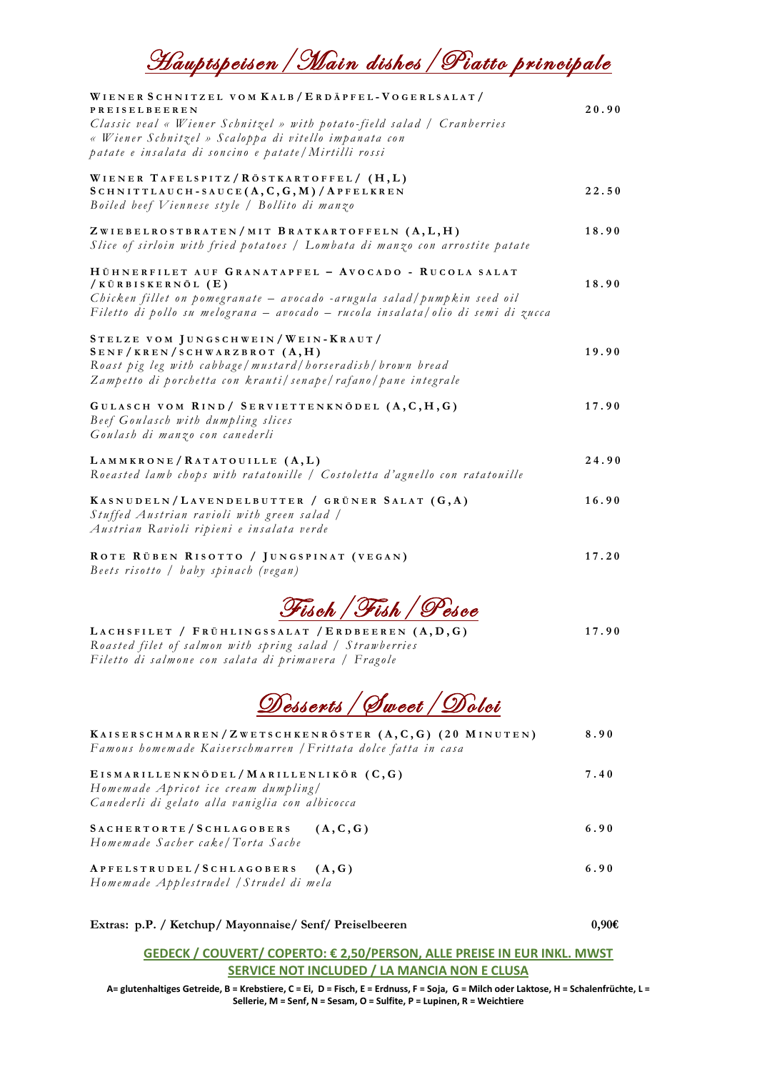# Hauptspeisen / Main dishes / Piatto principale

**WIENER SCHNITZEL VOM KALB/ERDÄPFEL-VOGERLSALAT/PREISELBEEREN** — 20.90
*Classic veal « Wiener Schnitzel » with potato-field salad / Cranberries*
*« Wiener Schnitzel » Scaloppa di vitello impanata con patate e insalata di soncino e patate/Mirtilli rossi*

**WIENER TAFELSPITZ/RÖSTKARTOFFEL/ (H,L) SCHNITTLAUCH-SAUCE(A,C,G,M)/APFELKREN** — 22.50
*Boiled beef Viennese style / Bollito di manzo*

**ZWIEBELROSTBRATEN/MIT BRATKARTOFFELN (A,L,H)** — 18.90
*Slice of sirloin with fried potatoes / Lombata di manzo con arrostite patate*

**HÜHNERFILET AUF GRANATAPFEL – AVOCADO - RUCOLA SALAT /KÜRBISKERNÖL (E)** — 18.90
*Chicken fillet on pomegranate – avocado -arugula salad/pumpkin seed oil*
*Filetto di pollo su melograna – avocado – rucola insalata/olio di semi di zucca*

**STELZE VOM JUNGSCHWEIN/WEIN-KRAUT/ SENF/KREN/SCHWARZBROT (A,H)** — 19.90
*Roast pig leg with cabbage/mustard/horseradish/brown bread*
*Zampetto di porchetta con krauti/senape/rafano/pane integrale*

**GULASCH VOM RIND/ SERVIETTENKNÖDEL (A,C,H,G)** — 17.90
*Beef Goulasch with dumpling slices*
*Goulash di manzo con canederli*

**LAMMKRONE/RATATOUILLE (A,L)** — 24.90
*Roeasted lamb chops with ratatouille / Costoletta d'agnello con ratatouille*

**KASNUDELN/LAVENDELBUTTER / GRÜNER SALAT (G,A)** — 16.90
*Stuffed Austrian ravioli with green salad /*
*Austrian Ravioli ripieni e insalata verde*

**ROTE RÜBEN RISOTTO / JUNGSPINAT (VEGAN)** — 17.20
*Beets risotto / baby spinach (vegan)*

# Fisch / Fish / Pesce

**LACHSFILET / FRÜHLINGSSALAT /ERDBEEREN (A,D,G)** — 17.90
*Roasted filet of salmon with spring salad / Strawberries*
*Filetto di salmone con salata di primavera / Fragole*

# Desserts / Sweet / Dolci

**KAISERSCHMARREN/ZWETSCHKENRÖSTER (A,C,G) (20 MINUTEN)** — 8.90
*Famous homemade Kaiserschmarren /Frittata dolce fatta in casa*

**EISMARILLENKNÖDEL/MARILLENLIKÖR (C,G)** — 7.40
*Homemade Apricot ice cream dumpling/*
*Canederli di gelato alla vaniglia con albicocca*

**SACHERTORTE/SCHLAGOBERS (A,C,G)** — 6.90
*Homemade Sacher cake/Torta Sache*

**APFELSTRUDEL/SCHLAGOBERS (A,G)** — 6.90
*Homemade Applestrudel /Strudel di mela*

**Extras: p.P. / Ketchup/ Mayonnaise/ Senf/ Preiselbeeren** — **0,90€**

**GEDECK / COUVERT/ COPERTO: € 2,50/PERSON, ALLE PREISE IN EUR INKL. MWST**
**SERVICE NOT INCLUDED / LA MANCIA NON E CLUSA**

**A= glutenhaltiges Getreide, B = Krebstiere, C = Ei, D = Fisch, E = Erdnuss, F = Soja, G = Milch oder Laktose, H = Schalenfrüchte, L = Sellerie, M = Senf, N = Sesam, O = Sulfite, P = Lupinen, R = Weichtiere**